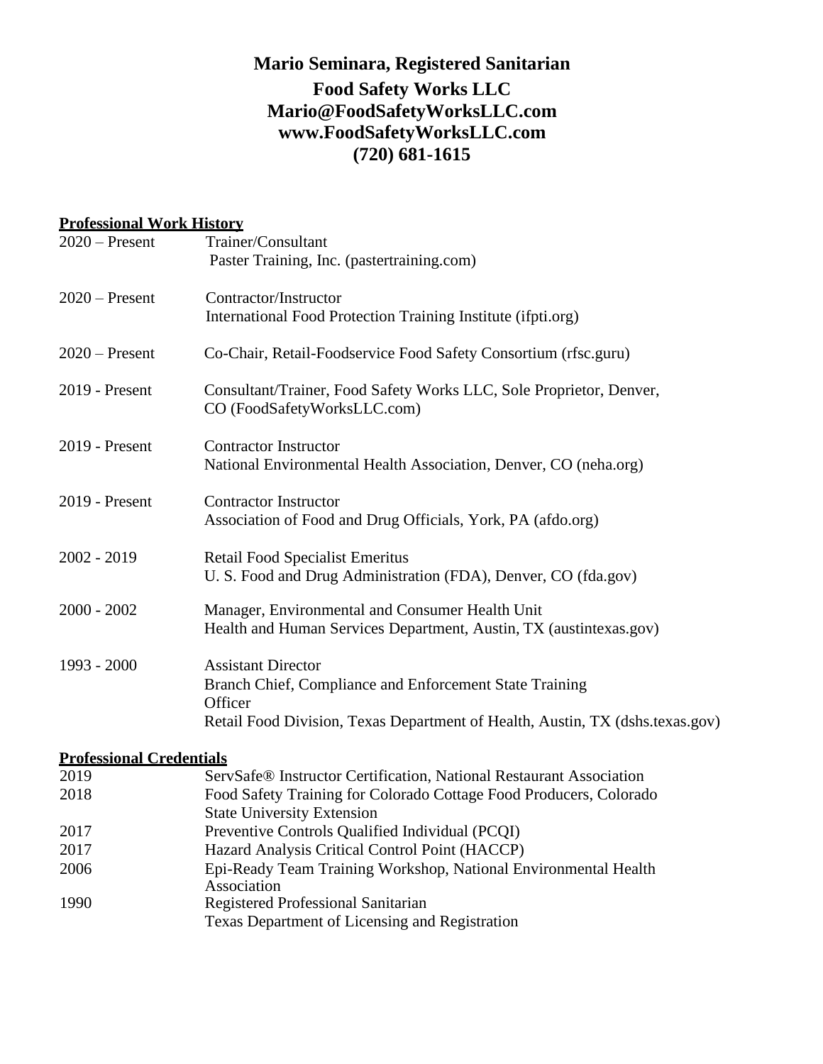# Mario Seminara, Registered Sanitarian

**Food Safety Works LLC**
**Mario@FoodSafetyWorksLLC.com**
**www.FoodSafetyWorksLLC.com**
**(720) 681-1615**

## Professional Work History

| | |
|---|---|
| 2020 – Present | Trainer/Consultant<br>Paster Training, Inc. (pastertraining.com) |
| 2020 – Present | Contractor/Instructor<br>International Food Protection Training Institute (ifpti.org) |
| 2020 – Present | Co-Chair, Retail-Foodservice Food Safety Consortium (rfsc.guru) |
| 2019 - Present | Consultant/Trainer, Food Safety Works LLC, Sole Proprietor, Denver, CO (FoodSafetyWorksLLC.com) |
| 2019 - Present | Contractor Instructor<br>National Environmental Health Association, Denver, CO (neha.org) |
| 2019 - Present | Contractor Instructor<br>Association of Food and Drug Officials, York, PA (afdo.org) |
| 2002 - 2019 | Retail Food Specialist Emeritus<br>U. S. Food and Drug Administration (FDA), Denver, CO (fda.gov) |
| 2000 - 2002 | Manager, Environmental and Consumer Health Unit<br>Health and Human Services Department, Austin, TX (austintexas.gov) |
| 1993 - 2000 | Assistant Director<br>Branch Chief, Compliance and Enforcement State Training Officer<br>Retail Food Division, Texas Department of Health, Austin, TX (dshs.texas.gov) |

## Professional Credentials

| | |
|---|---|
| 2019 | ServSafe® Instructor Certification, National Restaurant Association |
| 2018 | Food Safety Training for Colorado Cottage Food Producers, Colorado State University Extension |
| 2017 | Preventive Controls Qualified Individual (PCQI) |
| 2017 | Hazard Analysis Critical Control Point (HACCP) |
| 2006 | Epi-Ready Team Training Workshop, National Environmental Health Association |
| 1990 | Registered Professional Sanitarian<br>Texas Department of Licensing and Registration |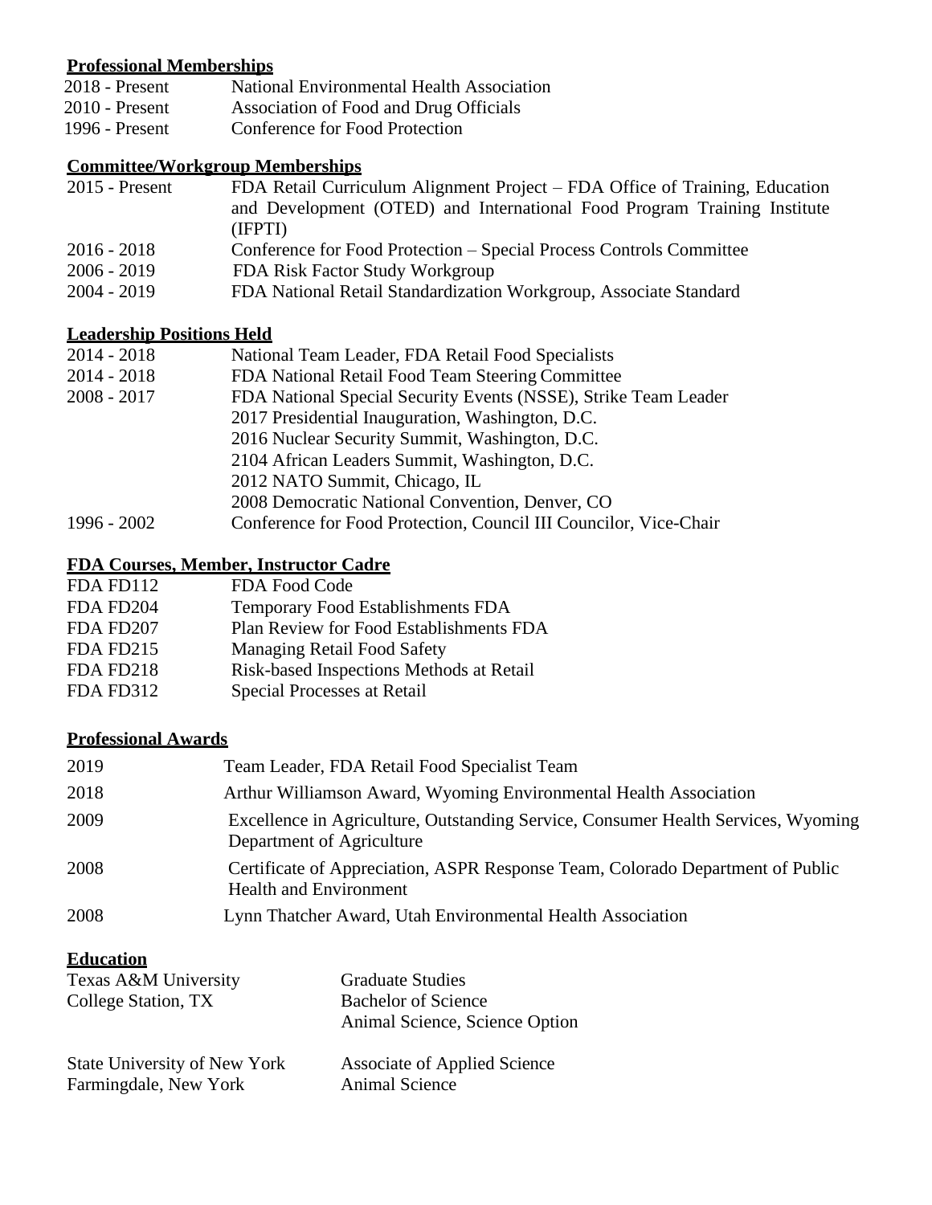## Professional Memberships

| | |
|---|---|
| 2018 - Present | National Environmental Health Association |
| 2010 - Present | Association of Food and Drug Officials |
| 1996 - Present | Conference for Food Protection |

## Committee/Workgroup Memberships

| | |
|---|---|
| 2015 - Present | FDA Retail Curriculum Alignment Project – FDA Office of Training, Education and Development (OTED) and International Food Program Training Institute (IFPTI) |
| 2016 - 2018 | Conference for Food Protection – Special Process Controls Committee |
| 2006 - 2019 | FDA Risk Factor Study Workgroup |
| 2004 - 2019 | FDA National Retail Standardization Workgroup, Associate Standard |

## Leadership Positions Held

| | |
|---|---|
| 2014 - 2018 | National Team Leader, FDA Retail Food Specialists |
| 2014 - 2018 | FDA National Retail Food Team Steering Committee |
| 2008 - 2017 | FDA National Special Security Events (NSSE), Strike Team Leader<br>2017 Presidential Inauguration, Washington, D.C.<br>2016 Nuclear Security Summit, Washington, D.C.<br>2104 African Leaders Summit, Washington, D.C.<br>2012 NATO Summit, Chicago, IL<br>2008 Democratic National Convention, Denver, CO |
| 1996 - 2002 | Conference for Food Protection, Council III Councilor, Vice-Chair |

## FDA Courses, Member, Instructor Cadre

| | |
|---|---|
| FDA FD112 | FDA Food Code |
| FDA FD204 | Temporary Food Establishments FDA |
| FDA FD207 | Plan Review for Food Establishments FDA |
| FDA FD215 | Managing Retail Food Safety |
| FDA FD218 | Risk-based Inspections Methods at Retail |
| FDA FD312 | Special Processes at Retail |

## Professional Awards

| | |
|---|---|
| 2019 | Team Leader, FDA Retail Food Specialist Team |
| 2018 | Arthur Williamson Award, Wyoming Environmental Health Association |
| 2009 | Excellence in Agriculture, Outstanding Service, Consumer Health Services, Wyoming Department of Agriculture |
| 2008 | Certificate of Appreciation, ASPR Response Team, Colorado Department of Public Health and Environment |
| 2008 | Lynn Thatcher Award, Utah Environmental Health Association |

## Education

| | |
|---|---|
| Texas A&M University<br>College Station, TX | Graduate Studies<br>Bachelor of Science<br>Animal Science, Science Option |
| State University of New York<br>Farmingdale, New York | Associate of Applied Science<br>Animal Science |